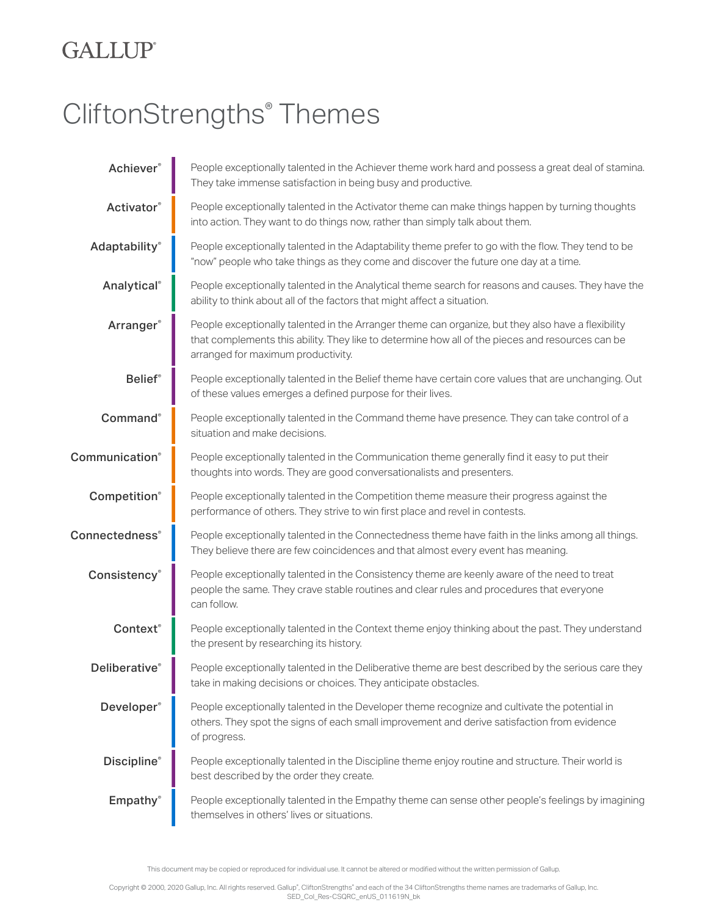GALLUP®

# CliftonStrengths® Themes

**Achiever®**
People exceptionally talented in the Achiever theme work hard and possess a great deal of stamina. They take immense satisfaction in being busy and productive.

**Activator®**
People exceptionally talented in the Activator theme can make things happen by turning thoughts into action. They want to do things now, rather than simply talk about them.

**Adaptability®**
People exceptionally talented in the Adaptability theme prefer to go with the flow. They tend to be "now" people who take things as they come and discover the future one day at a time.

**Analytical®**
People exceptionally talented in the Analytical theme search for reasons and causes. They have the ability to think about all of the factors that might affect a situation.

**Arranger®**
People exceptionally talented in the Arranger theme can organize, but they also have a flexibility that complements this ability. They like to determine how all of the pieces and resources can be arranged for maximum productivity.

**Belief®**
People exceptionally talented in the Belief theme have certain core values that are unchanging. Out of these values emerges a defined purpose for their lives.

**Command®**
People exceptionally talented in the Command theme have presence. They can take control of a situation and make decisions.

**Communication®**
People exceptionally talented in the Communication theme generally find it easy to put their thoughts into words. They are good conversationalists and presenters.

**Competition®**
People exceptionally talented in the Competition theme measure their progress against the performance of others. They strive to win first place and revel in contests.

**Connectedness®**
People exceptionally talented in the Connectedness theme have faith in the links among all things. They believe there are few coincidences and that almost every event has meaning.

**Consistency®**
People exceptionally talented in the Consistency theme are keenly aware of the need to treat people the same. They crave stable routines and clear rules and procedures that everyone can follow.

**Context®**
People exceptionally talented in the Context theme enjoy thinking about the past. They understand the present by researching its history.

**Deliberative®**
People exceptionally talented in the Deliberative theme are best described by the serious care they take in making decisions or choices. They anticipate obstacles.

**Developer®**
People exceptionally talented in the Developer theme recognize and cultivate the potential in others. They spot the signs of each small improvement and derive satisfaction from evidence of progress.

**Discipline®**
People exceptionally talented in the Discipline theme enjoy routine and structure. Their world is best described by the order they create.

**Empathy®**
People exceptionally talented in the Empathy theme can sense other people's feelings by imagining themselves in others' lives or situations.

This document may be copied or reproduced for individual use. It cannot be altered or modified without the written permission of Gallup.

Copyright © 2000, 2020 Gallup, Inc. All rights reserved. Gallup®, CliftonStrengths® and each of the 34 CliftonStrengths theme names are trademarks of Gallup, Inc.
SED_Col_Res-CSQRC_enUS_011619N_bk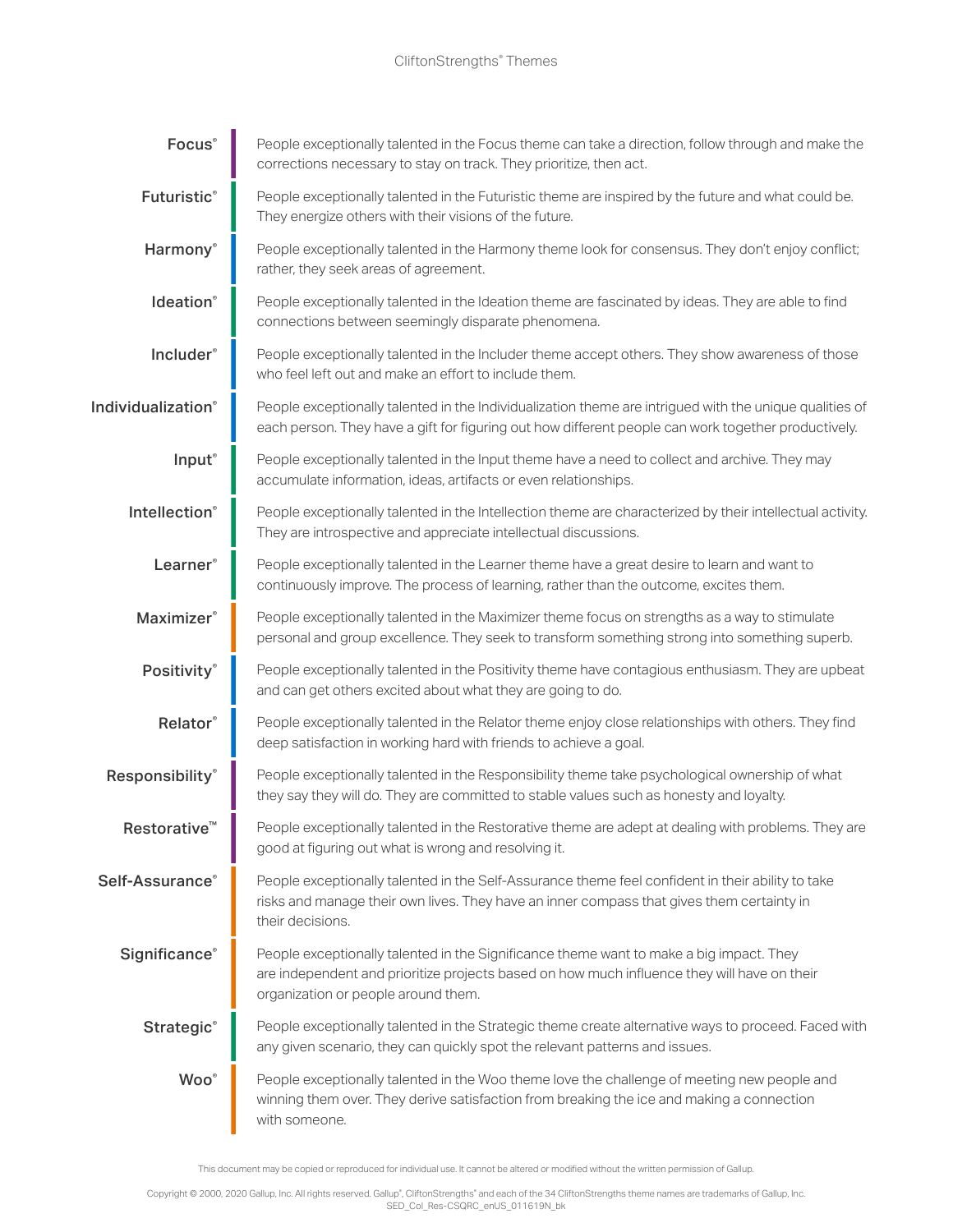# CliftonStrengths® Themes

**Focus®** — People exceptionally talented in the Focus theme can take a direction, follow through and make the corrections necessary to stay on track. They prioritize, then act.

**Futuristic®** — People exceptionally talented in the Futuristic theme are inspired by the future and what could be. They energize others with their visions of the future.

**Harmony®** — People exceptionally talented in the Harmony theme look for consensus. They don't enjoy conflict; rather, they seek areas of agreement.

**Ideation®** — People exceptionally talented in the Ideation theme are fascinated by ideas. They are able to find connections between seemingly disparate phenomena.

**Includer®** — People exceptionally talented in the Includer theme accept others. They show awareness of those who feel left out and make an effort to include them.

**Individualization®** — People exceptionally talented in the Individualization theme are intrigued with the unique qualities of each person. They have a gift for figuring out how different people can work together productively.

**Input®** — People exceptionally talented in the Input theme have a need to collect and archive. They may accumulate information, ideas, artifacts or even relationships.

**Intellection®** — People exceptionally talented in the Intellection theme are characterized by their intellectual activity. They are introspective and appreciate intellectual discussions.

**Learner®** — People exceptionally talented in the Learner theme have a great desire to learn and want to continuously improve. The process of learning, rather than the outcome, excites them.

**Maximizer®** — People exceptionally talented in the Maximizer theme focus on strengths as a way to stimulate personal and group excellence. They seek to transform something strong into something superb.

**Positivity®** — People exceptionally talented in the Positivity theme have contagious enthusiasm. They are upbeat and can get others excited about what they are going to do.

**Relator®** — People exceptionally talented in the Relator theme enjoy close relationships with others. They find deep satisfaction in working hard with friends to achieve a goal.

**Responsibility®** — People exceptionally talented in the Responsibility theme take psychological ownership of what they say they will do. They are committed to stable values such as honesty and loyalty.

**Restorative™** — People exceptionally talented in the Restorative theme are adept at dealing with problems. They are good at figuring out what is wrong and resolving it.

**Self-Assurance®** — People exceptionally talented in the Self-Assurance theme feel confident in their ability to take risks and manage their own lives. They have an inner compass that gives them certainty in their decisions.

**Significance®** — People exceptionally talented in the Significance theme want to make a big impact. They are independent and prioritize projects based on how much influence they will have on their organization or people around them.

**Strategic®** — People exceptionally talented in the Strategic theme create alternative ways to proceed. Faced with any given scenario, they can quickly spot the relevant patterns and issues.

**Woo®** — People exceptionally talented in the Woo theme love the challenge of meeting new people and winning them over. They derive satisfaction from breaking the ice and making a connection with someone.

This document may be copied or reproduced for individual use. It cannot be altered or modified without the written permission of Gallup.

Copyright © 2000, 2020 Gallup, Inc. All rights reserved. Gallup®, CliftonStrengths® and each of the 34 CliftonStrengths theme names are trademarks of Gallup, Inc.
SED_Col_Res-CSQRC_enUS_011619N_bk